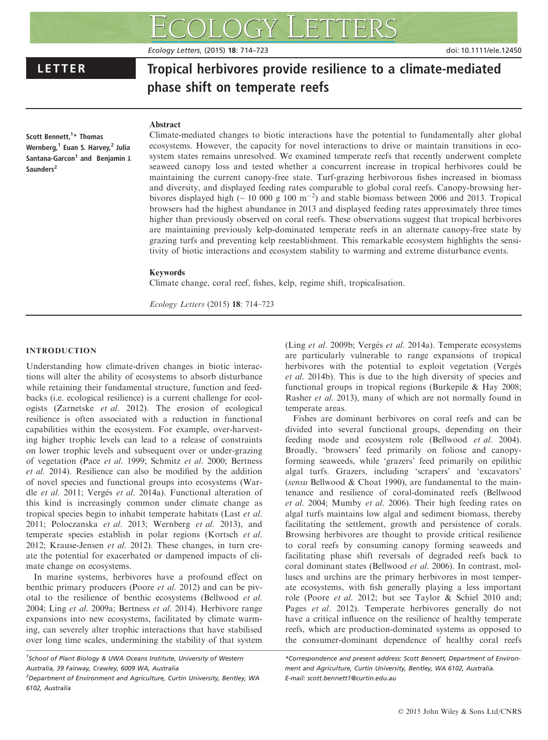LETTER

# Tropical herbivores provide resilience to a climate-mediated phase shift on temperate reefs

Scott Bennett,[1]* Thomas Wernberg,[1] Euan S. Harvey,[2] Julia Santana-Garcon[1] and Benjamin J. Saunders[2]

## Abstract

Climate-mediated changes to biotic interactions have the potential to fundamentally alter global ecosystems. However, the capacity for novel interactions to drive or maintain transitions in ecosystem states remains unresolved. We examined temperate reefs that recently underwent complete seaweed canopy loss and tested whether a concurrent increase in tropical herbivores could be maintaining the current canopy-free state. Turf-grazing herbivorous fishes increased in biomass and diversity, and displayed feeding rates comparable to global coral reefs. Canopy-browsing herbivores displayed high (~ 10 000 g 100 $m^{-2}$) and stable biomass between 2006 and 2013. Tropical browsers had the highest abundance in 2013 and displayed feeding rates approximately three times higher than previously observed on coral reefs. These observations suggest that tropical herbivores are maintaining previously kelp-dominated temperate reefs in an alternate canopy-free state by grazing turfs and preventing kelp reestablishment. This remarkable ecosystem highlights the sensitivity of biotic interactions and ecosystem stability to warming and extreme disturbance events.

### Keywords

Climate change, coral reef, fishes, kelp, regime shift, tropicalisation.

*Ecology Letters* (2015) **18**: 714–723

## INTRODUCTION

Understanding how climate-driven changes in biotic interactions will alter the ability of ecosystems to absorb disturbance while retaining their fundamental structure, function and feedbacks (i.e. ecological resilience) is a current challenge for ecologists (Zarnetske *et al.* 2012). The erosion of ecological resilience is often associated with a reduction in functional capabilities within the ecosystem. For example, over-harvesting higher trophic levels can lead to a release of constraints on lower trophic levels and subsequent over or under-grazing of vegetation (Pace *et al.* 1999; Schmitz *et al.* 2000; Bertness *et al.* 2014). Resilience can also be modified by the addition of novel species and functional groups into ecosystems (Wardle *et al.* 2011; Vergés *et al.* 2014a). Functional alteration of this kind is increasingly common under climate change as tropical species begin to inhabit temperate habitats (Last *et al.* 2011; Poloczanska *et al.* 2013; Wernberg *et al.* 2013), and temperate species establish in polar regions (Kortsch *et al.* 2012; Krause-Jensen *et al.* 2012). These changes, in turn create the potential for exacerbated or dampened impacts of climate change on ecosystems.

In marine systems, herbivores have a profound effect on benthic primary producers (Poore *et al.* 2012) and can be pivotal to the resilience of benthic ecosystems (Bellwood *et al.* 2004; Ling *et al.* 2009a; Bertness *et al.* 2014). Herbivore range expansions into new ecosystems, facilitated by climate warming, can severely alter trophic interactions that have stabilised over long time scales, undermining the stability of that system (Ling *et al.* 2009b; Vergés *et al.* 2014a). Temperate ecosystems are particularly vulnerable to range expansions of tropical herbivores with the potential to exploit vegetation (Vergés *et al.* 2014b). This is due to the high diversity of species and functional groups in tropical regions (Burkepile & Hay 2008; Rasher *et al.* 2013), many of which are not normally found in temperate areas.

Fishes are dominant herbivores on coral reefs and can be divided into several functional groups, depending on their feeding mode and ecosystem role (Bellwood *et al.* 2004). Broadly, 'browsers' feed primarily on foliose and canopy-forming seaweeds, while 'grazers' feed primarily on epilithic algal turfs. Grazers, including 'scrapers' and 'excavators' (*sensu* Bellwood & Choat 1990), are fundamental to the maintenance and resilience of coral-dominated reefs (Bellwood *et al.* 2004; Mumby *et al.* 2006). Their high feeding rates on algal turfs maintains low algal and sediment biomass, thereby facilitating the settlement, growth and persistence of corals. Browsing herbivores are thought to provide critical resilience to coral reefs by consuming canopy forming seaweeds and facilitating phase shift reversals of degraded reefs back to coral dominant states (Bellwood *et al.* 2006). In contrast, molluscs and urchins are the primary herbivores in most temperate ecosystems, with fish generally playing a less important role (Poore *et al.* 2012; but see Taylor & Schiel 2010 and; Pages *et al.* 2012). Temperate herbivores generally do not have a critical influence on the resilience of healthy temperate reefs, which are production-dominated systems as opposed to the consumer-dominant dependence of healthy coral reefs

[1]School of Plant Biology & UWA Oceans Institute, University of Western Australia, 39 Fairway, Crawley, 6009 WA, Australia

[2]Department of Environment and Agriculture, Curtin University, Bentley, WA 6102, Australia

*Correspondence and present address: Scott Bennett, Department of Environment and Agriculture, Curtin University, Bentley, WA 6102, Australia. E-mail: scott.bennett1@curtin.edu.au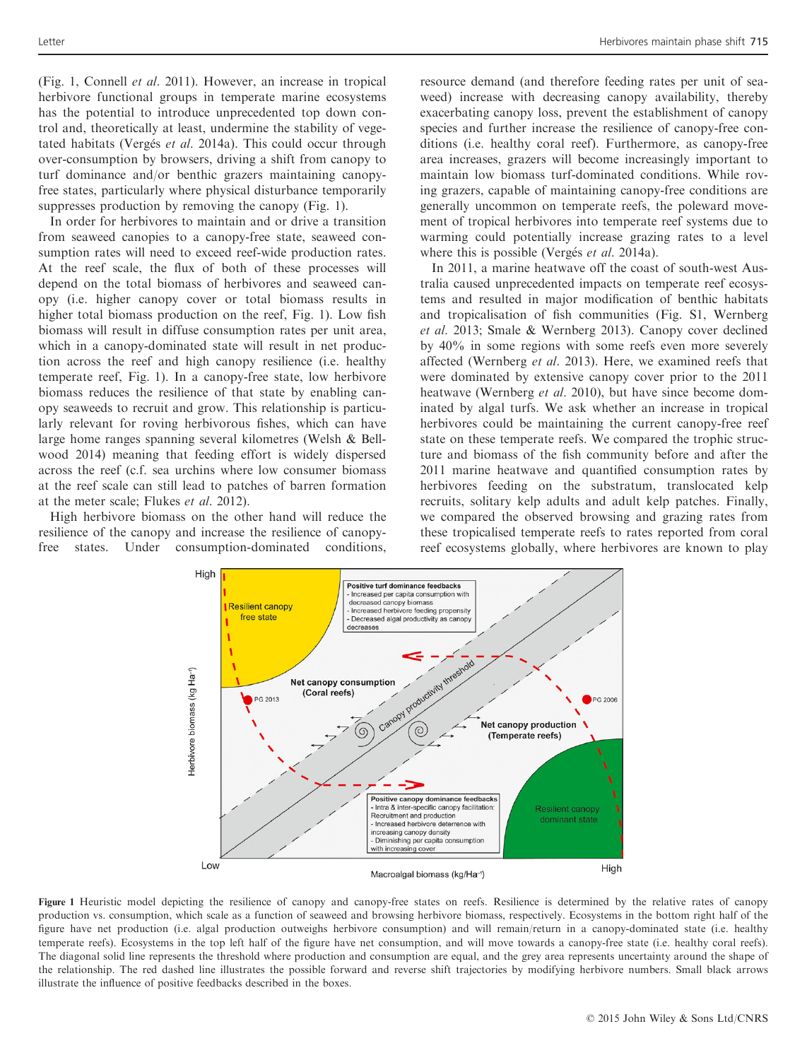(Fig. 1, Connell *et al.* 2011). However, an increase in tropical herbivore functional groups in temperate marine ecosystems has the potential to introduce unprecedented top down control and, theoretically at least, undermine the stability of vegetated habitats (Vergés *et al.* 2014a). This could occur through over-consumption by browsers, driving a shift from canopy to turf dominance and/or benthic grazers maintaining canopy-free states, particularly where physical disturbance temporarily suppresses production by removing the canopy (Fig. 1).

In order for herbivores to maintain and or drive a transition from seaweed canopies to a canopy-free state, seaweed consumption rates will need to exceed reef-wide production rates. At the reef scale, the flux of both of these processes will depend on the total biomass of herbivores and seaweed canopy (i.e. higher canopy cover or total biomass results in higher total biomass production on the reef, Fig. 1). Low fish biomass will result in diffuse consumption rates per unit area, which in a canopy-dominated state will result in net production across the reef and high canopy resilience (i.e. healthy temperate reef, Fig. 1). In a canopy-free state, low herbivore biomass reduces the resilience of that state by enabling canopy seaweeds to recruit and grow. This relationship is particularly relevant for roving herbivorous fishes, which can have large home ranges spanning several kilometres (Welsh & Bellwood 2014) meaning that feeding effort is widely dispersed across the reef (c.f. sea urchins where low consumer biomass at the reef scale can still lead to patches of barren formation at the meter scale; Flukes *et al.* 2012).

High herbivore biomass on the other hand will reduce the resilience of the canopy and increase the resilience of canopy-free states. Under consumption-dominated conditions, resource demand (and therefore feeding rates per unit of seaweed) increase with decreasing canopy availability, thereby exacerbating canopy loss, prevent the establishment of canopy species and further increase the resilience of canopy-free conditions (i.e. healthy coral reef). Furthermore, as canopy-free area increases, grazers will become increasingly important to maintain low biomass turf-dominated conditions. While roving grazers, capable of maintaining canopy-free conditions are generally uncommon on temperate reefs, the poleward movement of tropical herbivores into temperate reef systems due to warming could potentially increase grazing rates to a level where this is possible (Vergés *et al.* 2014a).

In 2011, a marine heatwave off the coast of south-west Australia caused unprecedented impacts on temperate reef ecosystems and resulted in major modification of benthic habitats and tropicalisation of fish communities (Fig. S1, Wernberg *et al.* 2013; Smale & Wernberg 2013). Canopy cover declined by 40% in some regions with some reefs even more severely affected (Wernberg *et al.* 2013). Here, we examined reefs that were dominated by extensive canopy cover prior to the 2011 heatwave (Wernberg *et al.* 2010), but have since become dominated by algal turfs. We ask whether an increase in tropical herbivores could be maintaining the current canopy-free reef state on these temperate reefs. We compared the trophic structure and biomass of the fish community before and after the 2011 marine heatwave and quantified consumption rates by herbivores feeding on the substratum, translocated kelp recruits, solitary kelp adults and adult kelp patches. Finally, we compared the browsing and grazing rates from these tropicalised temperate reefs to rates reported from coral reef ecosystems globally, where herbivores are known to play

**Figure 1** Heuristic model depicting the resilience of canopy and canopy-free states on reefs. Resilience is determined by the relative rates of canopy production vs. consumption, which scale as a function of seaweed and browsing herbivore biomass, respectively. Ecosystems in the bottom right half of the figure have net production (i.e. algal production outweighs herbivore consumption) and will remain/return in a canopy-dominated state (i.e. healthy temperate reefs). Ecosystems in the top left half of the figure have net consumption, and will move towards a canopy-free state (i.e. healthy coral reefs). The diagonal solid line represents the threshold where production and consumption are equal, and the grey area represents uncertainty around the shape of the relationship. The red dashed line illustrates the possible forward and reverse shift trajectories by modifying herbivore numbers. Small black arrows illustrate the influence of positive feedbacks described in the boxes.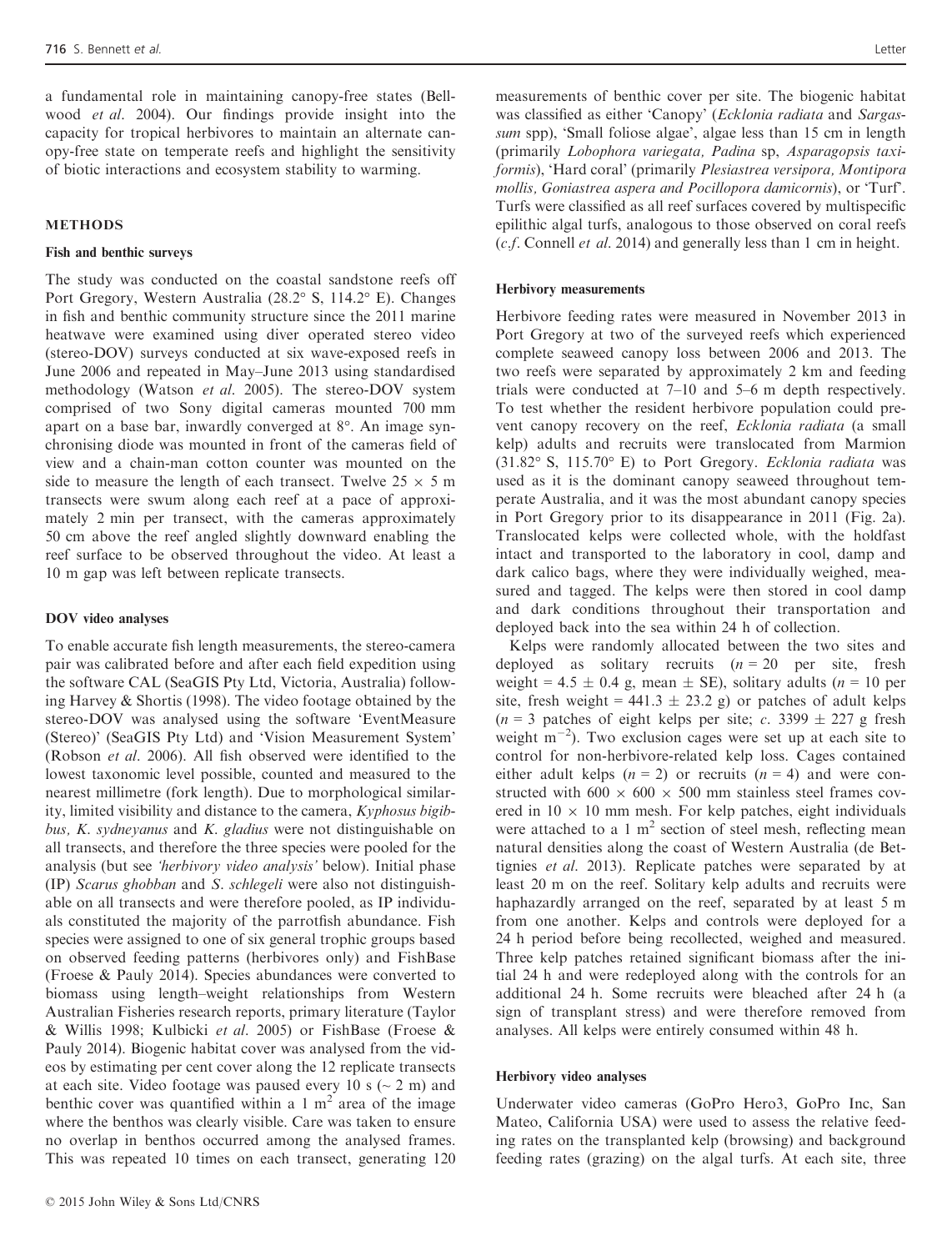a fundamental role in maintaining canopy-free states (Bellwood *et al*. 2004). Our findings provide insight into the capacity for tropical herbivores to maintain an alternate canopy-free state on temperate reefs and highlight the sensitivity of biotic interactions and ecosystem stability to warming.

## METHODS

### Fish and benthic surveys

The study was conducted on the coastal sandstone reefs off Port Gregory, Western Australia (28.2° S, 114.2° E). Changes in fish and benthic community structure since the 2011 marine heatwave were examined using diver operated stereo video (stereo-DOV) surveys conducted at six wave-exposed reefs in June 2006 and repeated in May–June 2013 using standardised methodology (Watson *et al*. 2005). The stereo-DOV system comprised of two Sony digital cameras mounted 700 mm apart on a base bar, inwardly converged at 8°. An image synchronising diode was mounted in front of the cameras field of view and a chain-man cotton counter was mounted on the side to measure the length of each transect. Twelve $25 \times 5$ m transects were swum along each reef at a pace of approximately 2 min per transect, with the cameras approximately 50 cm above the reef angled slightly downward enabling the reef surface to be observed throughout the video. At least a 10 m gap was left between replicate transects.

### DOV video analyses

To enable accurate fish length measurements, the stereo-camera pair was calibrated before and after each field expedition using the software CAL (SeaGIS Pty Ltd, Victoria, Australia) following Harvey & Shortis (1998). The video footage obtained by the stereo-DOV was analysed using the software 'EventMeasure (Stereo)' (SeaGIS Pty Ltd) and 'Vision Measurement System' (Robson *et al*. 2006). All fish observed were identified to the lowest taxonomic level possible, counted and measured to the nearest millimetre (fork length). Due to morphological similarity, limited visibility and distance to the camera, *Kyphosus bigibbus, K. sydneyanus* and *K. gladius* were not distinguishable on all transects, and therefore the three species were pooled for the analysis (but see *'herbivory video analysis'* below). Initial phase (IP) *Scarus ghobban* and *S. schlegeli* were also not distinguishable on all transects and were therefore pooled, as IP individuals constituted the majority of the parrotfish abundance. Fish species were assigned to one of six general trophic groups based on observed feeding patterns (herbivores only) and FishBase (Froese & Pauly 2014). Species abundances were converted to biomass using length–weight relationships from Western Australian Fisheries research reports, primary literature (Taylor & Willis 1998; Kulbicki *et al*. 2005) or FishBase (Froese & Pauly 2014). Biogenic habitat cover was analysed from the videos by estimating per cent cover along the 12 replicate transects at each site. Video footage was paused every 10 s ($\sim$ 2 m) and benthic cover was quantified within a 1 $m^2$ area of the image where the benthos was clearly visible. Care was taken to ensure no overlap in benthos occurred among the analysed frames. This was repeated 10 times on each transect, generating 120 measurements of benthic cover per site. The biogenic habitat was classified as either 'Canopy' (*Ecklonia radiata* and *Sargassum* spp), 'Small foliose algae', algae less than 15 cm in length (primarily *Lobophora variegata, Padina* sp, *Asparagopsis taxiformis*), 'Hard coral' (primarily *Plesiastrea versipora, Montipora mollis, Goniastrea aspera and Pocillopora damicornis*), or 'Turf'. Turfs were classified as all reef surfaces covered by multispecific epilithic algal turfs, analogous to those observed on coral reefs (*c.f.* Connell *et al*. 2014) and generally less than 1 cm in height.

### Herbivory measurements

Herbivore feeding rates were measured in November 2013 in Port Gregory at two of the surveyed reefs which experienced complete seaweed canopy loss between 2006 and 2013. The two reefs were separated by approximately 2 km and feeding trials were conducted at 7–10 and 5–6 m depth respectively. To test whether the resident herbivore population could prevent canopy recovery on the reef, *Ecklonia radiata* (a small kelp) adults and recruits were translocated from Marmion (31.82° S, 115.70° E) to Port Gregory. *Ecklonia radiata* was used as it is the dominant canopy seaweed throughout temperate Australia, and it was the most abundant canopy species in Port Gregory prior to its disappearance in 2011 (Fig. 2a). Translocated kelps were collected whole, with the holdfast intact and transported to the laboratory in cool, damp and dark calico bags, where they were individually weighed, measured and tagged. The kelps were then stored in cool damp and dark conditions throughout their transportation and deployed back into the sea within 24 h of collection.

Kelps were randomly allocated between the two sites and deployed as solitary recruits ($n = 20$ per site, fresh weight = $4.5 \pm 0.4$ g, mean $\pm$ SE), solitary adults ($n = 10$ per site, fresh weight = $441.3 \pm 23.2$ g) or patches of adult kelps ($n = 3$ patches of eight kelps per site; *c*. $3399 \pm 227$ g fresh weight $m^{-2}$). Two exclusion cages were set up at each site to control for non-herbivore-related kelp loss. Cages contained either adult kelps ($n = 2$) or recruits ($n = 4$) and were constructed with $600 \times 600 \times 500$ mm stainless steel frames covered in $10 \times 10$ mm mesh. For kelp patches, eight individuals were attached to a 1 $m^2$ section of steel mesh, reflecting mean natural densities along the coast of Western Australia (de Bettignies *et al*. 2013). Replicate patches were separated by at least 20 m on the reef. Solitary kelp adults and recruits were haphazardly arranged on the reef, separated by at least 5 m from one another. Kelps and controls were deployed for a 24 h period before being recollected, weighed and measured. Three kelp patches retained significant biomass after the initial 24 h and were redeployed along with the controls for an additional 24 h. Some recruits were bleached after 24 h (a sign of transplant stress) and were therefore removed from analyses. All kelps were entirely consumed within 48 h.

### Herbivory video analyses

Underwater video cameras (GoPro Hero3, GoPro Inc, San Mateo, California USA) were used to assess the relative feeding rates on the transplanted kelp (browsing) and background feeding rates (grazing) on the algal turfs. At each site, three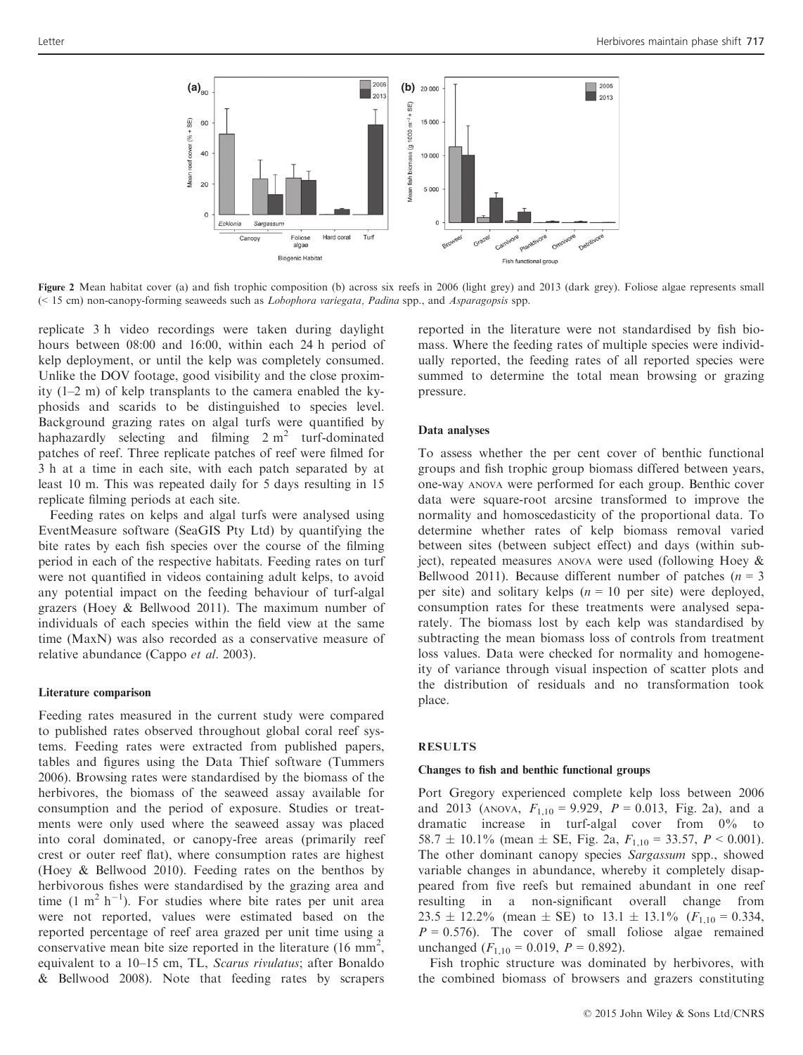Figure 2 Mean habitat cover (a) and fish trophic composition (b) across six reefs in 2006 (light grey) and 2013 (dark grey). Foliose algae represents small (< 15 cm) non-canopy-forming seaweeds such as *Lobophora variegata*, *Padina* spp., and *Asparagopsis* spp.

replicate 3 h video recordings were taken during daylight hours between 08:00 and 16:00, within each 24 h period of kelp deployment, or until the kelp was completely consumed. Unlike the DOV footage, good visibility and the close proximity (1–2 m) of kelp transplants to the camera enabled the kyphosids and scarids to be distinguished to species level. Background grazing rates on algal turfs were quantified by haphazardly selecting and filming 2 $m^2$ turf-dominated patches of reef. Three replicate patches of reef were filmed for 3 h at a time in each site, with each patch separated by at least 10 m. This was repeated daily for 5 days resulting in 15 replicate filming periods at each site.

Feeding rates on kelps and algal turfs were analysed using EventMeasure software (SeaGIS Pty Ltd) by quantifying the bite rates by each fish species over the course of the filming period in each of the respective habitats. Feeding rates on turf were not quantified in videos containing adult kelps, to avoid any potential impact on the feeding behaviour of turf-algal grazers (Hoey & Bellwood 2011). The maximum number of individuals of each species within the field view at the same time (MaxN) was also recorded as a conservative measure of relative abundance (Cappo *et al.* 2003).

#### Literature comparison

Feeding rates measured in the current study were compared to published rates observed throughout global coral reef systems. Feeding rates were extracted from published papers, tables and figures using the Data Thief software (Tummers 2006). Browsing rates were standardised by the biomass of the herbivores, the biomass of the seaweed assay available for consumption and the period of exposure. Studies or treatments were only used where the seaweed assay was placed into coral dominated, or canopy-free areas (primarily reef crest or outer reef flat), where consumption rates are highest (Hoey & Bellwood 2010). Feeding rates on the benthos by herbivorous fishes were standardised by the grazing area and time (1 $m^2$ $h^{-1}$). For studies where bite rates per unit area were not reported, values were estimated based on the reported percentage of reef area grazed per unit time using a conservative mean bite size reported in the literature (16 $mm^2$, equivalent to a 10–15 cm, TL, *Scarus rivulatus*; after Bonaldo & Bellwood 2008). Note that feeding rates by scrapers reported in the literature were not standardised by fish biomass. Where the feeding rates of multiple species were individually reported, the feeding rates of all reported species were summed to determine the total mean browsing or grazing pressure.

#### Data analyses

To assess whether the per cent cover of benthic functional groups and fish trophic group biomass differed between years, one-way ANOVA were performed for each group. Benthic cover data were square-root arcsine transformed to improve the normality and homoscedasticity of the proportional data. To determine whether rates of kelp biomass removal varied between sites (between subject effect) and days (within subject), repeated measures ANOVA were used (following Hoey & Bellwood 2011). Because different number of patches ($n = 3$ per site) and solitary kelps ($n = 10$ per site) were deployed, consumption rates for these treatments were analysed separately. The biomass lost by each kelp was standardised by subtracting the mean biomass loss of controls from treatment loss values. Data were checked for normality and homogeneity of variance through visual inspection of scatter plots and the distribution of residuals and no transformation took place.

## RESULTS

#### Changes to fish and benthic functional groups

Port Gregory experienced complete kelp loss between 2006 and 2013 (ANOVA, $F_{1,10} = 9.929$, $P = 0.013$, Fig. 2a), and a dramatic increase in turf-algal cover from 0% to 58.7 ± 10.1% (mean ± SE, Fig. 2a, $F_{1,10} = 33.57$, $P < 0.001$). The other dominant canopy species *Sargassum* spp., showed variable changes in abundance, whereby it completely disappeared from five reefs but remained abundant in one reef resulting in a non-significant overall change from 23.5 ± 12.2% (mean ± SE) to 13.1 ± 13.1% ($F_{1,10} = 0.334$, $P = 0.576$). The cover of small foliose algae remained unchanged ($F_{1,10} = 0.019$, $P = 0.892$).

Fish trophic structure was dominated by herbivores, with the combined biomass of browsers and grazers constituting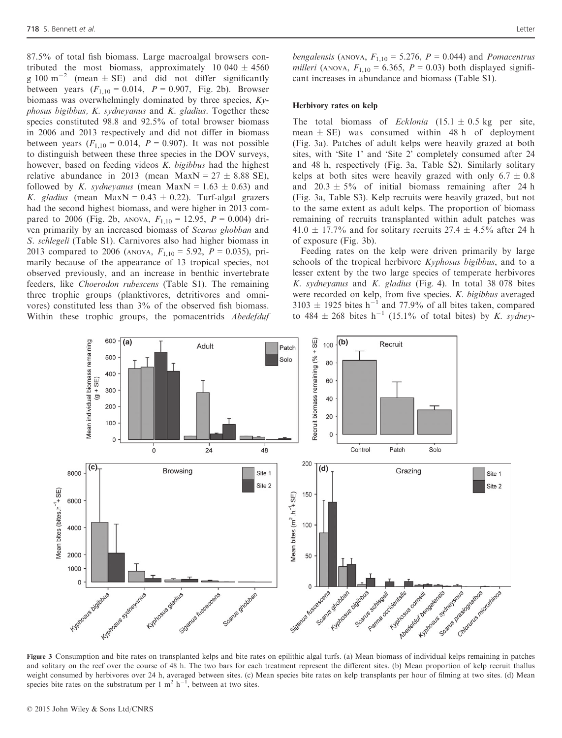87.5% of total fish biomass. Large macroalgal browsers contributed the most biomass, approximately 10 040 ± 4560 g 100 $m^{-2}$ (mean ± SE) and did not differ significantly between years ($F_{1,10} = 0.014$, $P = 0.907$, Fig. 2b). Browser biomass was overwhelmingly dominated by three species, *Kyphosus bigibbus*, *K. sydneyanus* and *K. gladius*. Together these species constituted 98.8 and 92.5% of total browser biomass in 2006 and 2013 respectively and did not differ in biomass between years ($F_{1,10} = 0.014$, $P = 0.907$). It was not possible to distinguish between these three species in the DOV surveys, however, based on feeding videos *K. bigibbus* had the highest relative abundance in 2013 (mean MaxN = 27 ± 8.88 SE), followed by *K. sydneyanus* (mean MaxN = 1.63 ± 0.63) and *K. gladius* (mean MaxN = 0.43 ± 0.22). Turf-algal grazers had the second highest biomass, and were higher in 2013 compared to 2006 (Fig. 2b, ANOVA, $F_{1,10} = 12.95$, $P = 0.004$) driven primarily by an increased biomass of *Scarus ghobban* and *S. schlegeli* (Table S1). Carnivores also had higher biomass in 2013 compared to 2006 (ANOVA, $F_{1,10} = 5.92$, $P = 0.035$), primarily because of the appearance of 13 tropical species, not observed previously, and an increase in benthic invertebrate feeders, like *Choerodon rubescens* (Table S1). The remaining three trophic groups (planktivores, detritivores and omnivores) constituted less than 3% of the observed fish biomass. Within these trophic groups, the pomacentrids *Abedefduf bengalensis* (ANOVA, $F_{1,10} = 5.276$, $P = 0.044$) and *Pomacentrus milleri* (ANOVA, $F_{1,10} = 6.365$, $P = 0.03$) both displayed significant increases in abundance and biomass (Table S1).

### Herbivory rates on kelp

The total biomass of *Ecklonia* (15.1 ± 0.5 kg per site, mean ± SE) was consumed within 48 h of deployment (Fig. 3a). Patches of adult kelps were heavily grazed at both sites, with 'Site 1' and 'Site 2' completely consumed after 24 and 48 h, respectively (Fig. 3a, Table S2). Similarly solitary kelps at both sites were heavily grazed with only 6.7 ± 0.8 and 20.3 ± 5% of initial biomass remaining after 24 h (Fig. 3a, Table S3). Kelp recruits were heavily grazed, but not to the same extent as adult kelps. The proportion of biomass remaining of recruits transplanted within adult patches was 41.0 ± 17.7% and for solitary recruits 27.4 ± 4.5% after 24 h of exposure (Fig. 3b).

Feeding rates on the kelp were driven primarily by large schools of the tropical herbivore *Kyphosus bigibbus*, and to a lesser extent by the two large species of temperate herbivores *K. sydneyanus* and *K. gladius* (Fig. 4). In total 38 078 bites were recorded on kelp, from five species. *K. bigibbus* averaged 3103 ± 1925 bites $h^{-1}$ and 77.9% of all bites taken, compared to 484 ± 268 bites $h^{-1}$ (15.1% of total bites) by *K. sydney-*

Figure 3 Consumption and bite rates on transplanted kelps and bite rates on epilithic algal turfs. (a) Mean biomass of individual kelps remaining in patches and solitary on the reef over the course of 48 h. The two bars for each treatment represent the different sites. (b) Mean proportion of kelp recruit thallus weight consumed by herbivores over 24 h, averaged between sites. (c) Mean species bite rates on kelp transplants per hour of filming at two sites. (d) Mean species bite rates on the substratum per 1 $m^2$ $h^{-1}$, between at two sites.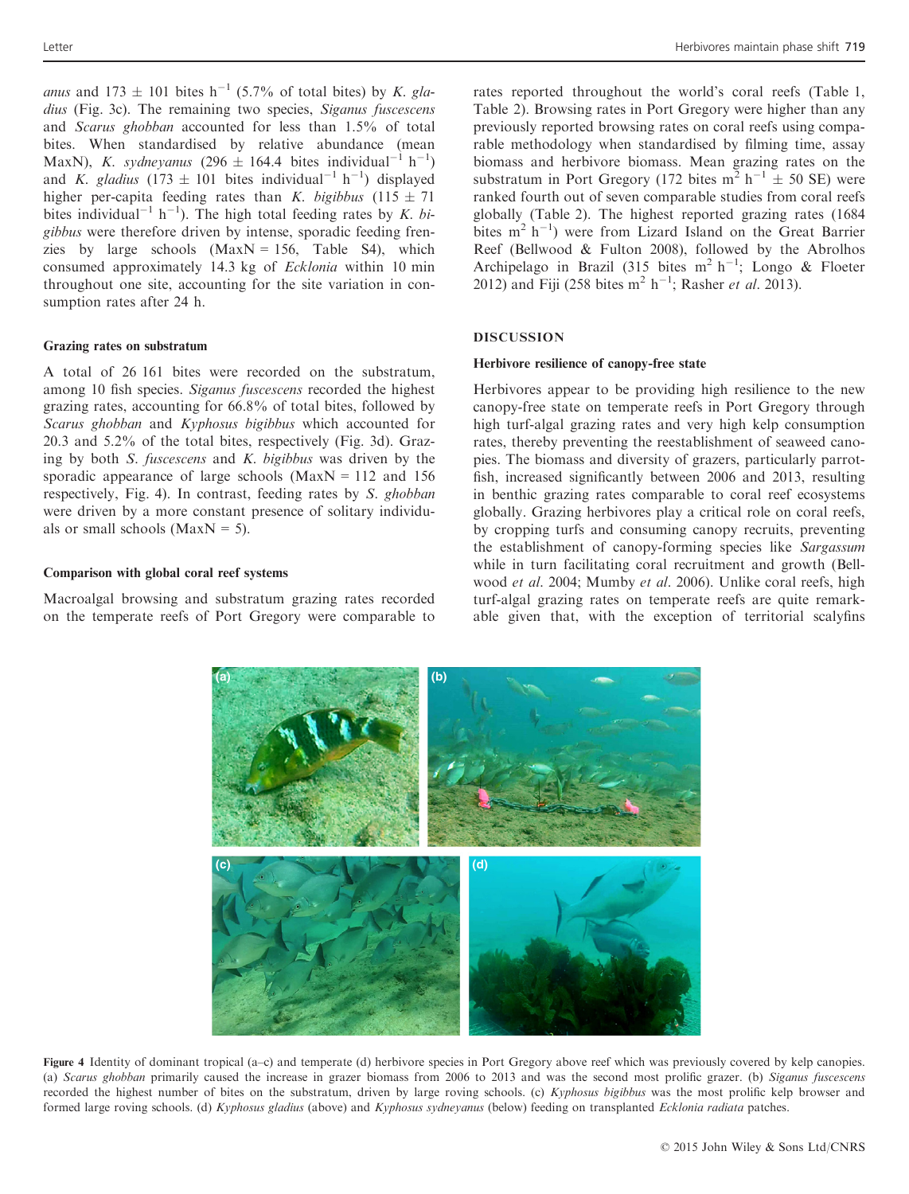*anus* and 173 ± 101 bites $h^{-1}$ (5.7% of total bites) by *K. gladius* (Fig. 3c). The remaining two species, *Siganus fuscescens* and *Scarus ghobban* accounted for less than 1.5% of total bites. When standardised by relative abundance (mean MaxN), *K. sydneyanus* (296 ± 164.4 bites individual$^{-1}$ $h^{-1}$) and *K. gladius* (173 ± 101 bites individual$^{-1}$ $h^{-1}$) displayed higher per-capita feeding rates than *K. bigibbus* (115 ± 71 bites individual$^{-1}$ $h^{-1}$). The high total feeding rates by *K. bigibbus* were therefore driven by intense, sporadic feeding frenzies by large schools (MaxN = 156, Table S4), which consumed approximately 14.3 kg of *Ecklonia* within 10 min throughout one site, accounting for the site variation in consumption rates after 24 h.

### Grazing rates on substratum

A total of 26 161 bites were recorded on the substratum, among 10 fish species. *Siganus fuscescens* recorded the highest grazing rates, accounting for 66.8% of total bites, followed by *Scarus ghobban* and *Kyphosus bigibbus* which accounted for 20.3 and 5.2% of the total bites, respectively (Fig. 3d). Grazing by both *S. fuscescens* and *K. bigibbus* was driven by the sporadic appearance of large schools (MaxN = 112 and 156 respectively, Fig. 4). In contrast, feeding rates by *S. ghobban* were driven by a more constant presence of solitary individuals or small schools (MaxN = 5).

### Comparison with global coral reef systems

Macroalgal browsing and substratum grazing rates recorded on the temperate reefs of Port Gregory were comparable to rates reported throughout the world's coral reefs (Table 1, Table 2). Browsing rates in Port Gregory were higher than any previously reported browsing rates on coral reefs using comparable methodology when standardised by filming time, assay biomass and herbivore biomass. Mean grazing rates on the substratum in Port Gregory (172 bites $m^2$ $h^{-1}$ ± 50 SE) were ranked fourth out of seven comparable studies from coral reefs globally (Table 2). The highest reported grazing rates (1684 bites $m^2$ $h^{-1}$) were from Lizard Island on the Great Barrier Reef (Bellwood & Fulton 2008), followed by the Abrolhos Archipelago in Brazil (315 bites $m^2$ $h^{-1}$; Longo & Floeter 2012) and Fiji (258 bites $m^2$ $h^{-1}$; Rasher *et al.* 2013).

## DISCUSSION

### Herbivore resilience of canopy-free state

Herbivores appear to be providing high resilience to the new canopy-free state on temperate reefs in Port Gregory through high turf-algal grazing rates and very high kelp consumption rates, thereby preventing the reestablishment of seaweed canopies. The biomass and diversity of grazers, particularly parrotfish, increased significantly between 2006 and 2013, resulting in benthic grazing rates comparable to coral reef ecosystems globally. Grazing herbivores play a critical role on coral reefs, by cropping turfs and consuming canopy recruits, preventing the establishment of canopy-forming species like *Sargassum* while in turn facilitating coral recruitment and growth (Bellwood *et al.* 2004; Mumby *et al.* 2006). Unlike coral reefs, high turf-algal grazing rates on temperate reefs are quite remarkable given that, with the exception of territorial scalyfins

**Figure 4** Identity of dominant tropical (a–c) and temperate (d) herbivore species in Port Gregory above reef which was previously covered by kelp canopies. (a) *Scarus ghobban* primarily caused the increase in grazer biomass from 2006 to 2013 and was the second most prolific grazer. (b) *Siganus fuscescens* recorded the highest number of bites on the substratum, driven by large roving schools. (c) *Kyphosus bigibbus* was the most prolific kelp browser and formed large roving schools. (d) *Kyphosus gladius* (above) and *Kyphosus sydneyanus* (below) feeding on transplanted *Ecklonia radiata* patches.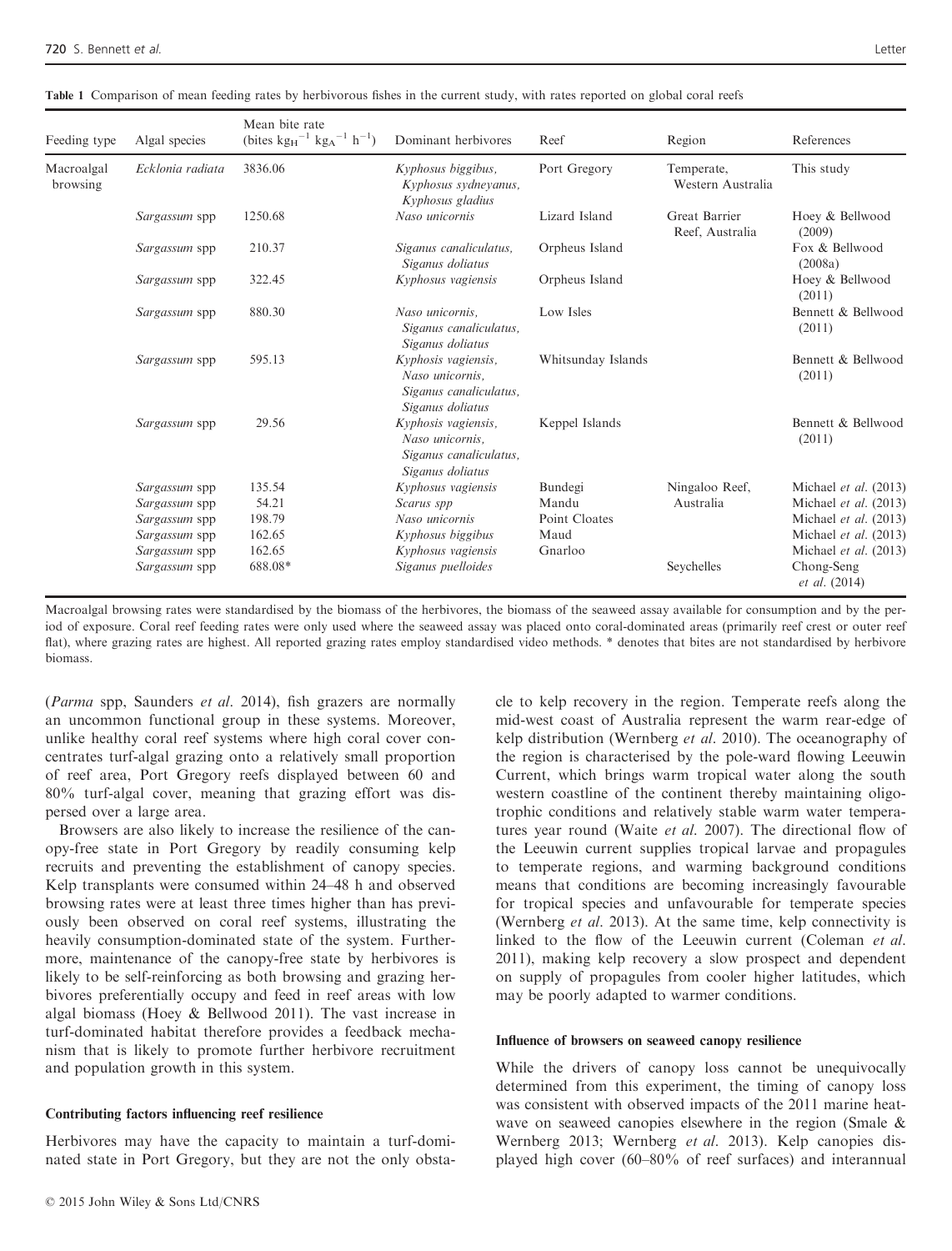Table 1 Comparison of mean feeding rates by herbivorous fishes in the current study, with rates reported on global coral reefs

| Feeding type | Algal species | Mean bite rate (bites $kg_H^{-1}$ $kg_A^{-1}$ $h^{-1}$) | Dominant herbivores | Reef | Region | References |
|---|---|---|---|---|---|---|
| Macroalgal browsing | *Ecklonia radiata* | 3836.06 | *Kyphosus biggibus, Kyphosus sydneyanus, Kyphosus gladius* | Port Gregory | Temperate, Western Australia | This study |
| | *Sargassum* spp | 1250.68 | *Naso unicornis* | Lizard Island | Great Barrier Reef, Australia | Hoey & Bellwood (2009) |
| | *Sargassum* spp | 210.37 | *Siganus canaliculatus, Siganus doliatus* | Orpheus Island | | Fox & Bellwood (2008a) |
| | *Sargassum* spp | 322.45 | *Kyphosus vagiensis* | Orpheus Island | | Hoey & Bellwood (2011) |
| | *Sargassum* spp | 880.30 | *Naso unicornis, Siganus canaliculatus, Siganus doliatus* | Low Isles | | Bennett & Bellwood (2011) |
| | *Sargassum* spp | 595.13 | *Kyphosis vagiensis, Naso unicornis, Siganus canaliculatus, Siganus doliatus* | Whitsunday Islands | | Bennett & Bellwood (2011) |
| | *Sargassum* spp | 29.56 | *Kyphosis vagiensis, Naso unicornis, Siganus canaliculatus, Siganus doliatus* | Keppel Islands | | Bennett & Bellwood (2011) |
| | *Sargassum* spp | 135.54 | *Kyphosus vagiensis* | Bundegi | Ningaloo Reef, Australia | Michael *et al*. (2013) |
| | *Sargassum* spp | 54.21 | *Scarus spp* | Mandu | | Michael *et al*. (2013) |
| | *Sargassum* spp | 198.79 | *Naso unicornis* | Point Cloates | | Michael *et al*. (2013) |
| | *Sargassum* spp | 162.65 | *Kyphosus biggibus* | Maud | | Michael *et al*. (2013) |
| | *Sargassum* spp | 162.65 | *Kyphosus vagiensis* | Gnarloo | | Michael *et al*. (2013) |
| | *Sargassum* spp | 688.08* | *Siganus puelloides* | | Seychelles | Chong-Seng *et al*. (2014) |

Macroalgal browsing rates were standardised by the biomass of the herbivores, the biomass of the seaweed assay available for consumption and by the period of exposure. Coral reef feeding rates were only used where the seaweed assay was placed onto coral-dominated areas (primarily reef crest or outer reef flat), where grazing rates are highest. All reported grazing rates employ standardised video methods. * denotes that bites are not standardised by herbivore biomass.

(*Parma* spp, Saunders *et al*. 2014), fish grazers are normally an uncommon functional group in these systems. Moreover, unlike healthy coral reef systems where high coral cover concentrates turf-algal grazing onto a relatively small proportion of reef area, Port Gregory reefs displayed between 60 and 80% turf-algal cover, meaning that grazing effort was dispersed over a large area.

Browsers are also likely to increase the resilience of the canopy-free state in Port Gregory by readily consuming kelp recruits and preventing the establishment of canopy species. Kelp transplants were consumed within 24–48 h and observed browsing rates were at least three times higher than has previously been observed on coral reef systems, illustrating the heavily consumption-dominated state of the system. Furthermore, maintenance of the canopy-free state by herbivores is likely to be self-reinforcing as both browsing and grazing herbivores preferentially occupy and feed in reef areas with low algal biomass (Hoey & Bellwood 2011). The vast increase in turf-dominated habitat therefore provides a feedback mechanism that is likely to promote further herbivore recruitment and population growth in this system.

#### Contributing factors influencing reef resilience

Herbivores may have the capacity to maintain a turf-dominated state in Port Gregory, but they are not the only obstacle to kelp recovery in the region. Temperate reefs along the mid-west coast of Australia represent the warm rear-edge of kelp distribution (Wernberg *et al*. 2010). The oceanography of the region is characterised by the pole-ward flowing Leeuwin Current, which brings warm tropical water along the south western coastline of the continent thereby maintaining oligotrophic conditions and relatively stable warm water temperatures year round (Waite *et al*. 2007). The directional flow of the Leeuwin current supplies tropical larvae and propagules to temperate regions, and warming background conditions means that conditions are becoming increasingly favourable for tropical species and unfavourable for temperate species (Wernberg *et al*. 2013). At the same time, kelp connectivity is linked to the flow of the Leeuwin current (Coleman *et al*. 2011), making kelp recovery a slow prospect and dependent on supply of propagules from cooler higher latitudes, which may be poorly adapted to warmer conditions.

#### Influence of browsers on seaweed canopy resilience

While the drivers of canopy loss cannot be unequivocally determined from this experiment, the timing of canopy loss was consistent with observed impacts of the 2011 marine heatwave on seaweed canopies elsewhere in the region (Smale & Wernberg 2013; Wernberg *et al*. 2013). Kelp canopies displayed high cover (60–80% of reef surfaces) and interannual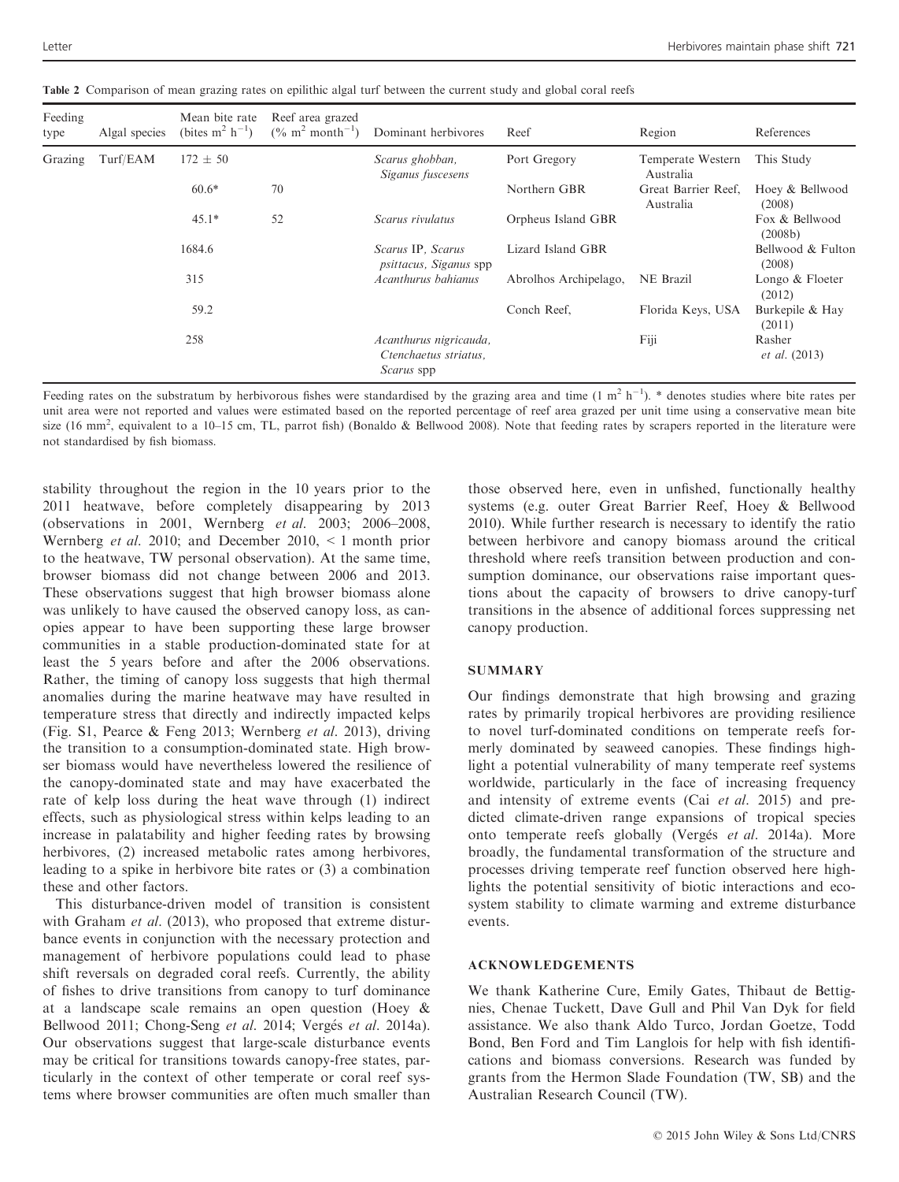**Table 2** Comparison of mean grazing rates on epilithic algal turf between the current study and global coral reefs

| Feeding type | Algal species | Mean bite rate (bites $m^2$ $h^{-1}$) | Reef area grazed (% $m^2$ $month^{-1}$) | Dominant herbivores | Reef | Region | References |
|---|---|---|---|---|---|---|---|
| Grazing | Turf/EAM | 172 ± 50 | | *Scarus ghobban, Siganus fuscesens* | Port Gregory | Temperate Western Australia | This Study |
| | | 60.6* | 70 | | Northern GBR | Great Barrier Reef, Australia | Hoey & Bellwood (2008) |
| | | 45.1* | 52 | *Scarus rivulatus* | Orpheus Island GBR | | Fox & Bellwood (2008b) |
| | | 1684.6 | | *Scarus* IP, *Scarus psittacus, Siganus* spp | Lizard Island GBR | | Bellwood & Fulton (2008) |
| | | 315 | | *Acanthurus bahianus* | Abrolhos Archipelago, | NE Brazil | Longo & Floeter (2012) |
| | | 59.2 | | | Conch Reef, | Florida Keys, USA | Burkepile & Hay (2011) |
| | | 258 | | *Acanthurus nigricauda, Ctenchaetus striatus, Scarus* spp | | Fiji | Rasher *et al.* (2013) |

Feeding rates on the substratum by herbivorous fishes were standardised by the grazing area and time (1 $m^2$ $h^{-1}$). * denotes studies where bite rates per unit area were not reported and values were estimated based on the reported percentage of reef area grazed per unit time using a conservative mean bite size (16 $mm^2$, equivalent to a 10–15 cm, TL, parrot fish) (Bonaldo & Bellwood 2008). Note that feeding rates by scrapers reported in the literature were not standardised by fish biomass.

stability throughout the region in the 10 years prior to the 2011 heatwave, before completely disappearing by 2013 (observations in 2001, Wernberg *et al.* 2003; 2006–2008, Wernberg *et al.* 2010; and December 2010, < 1 month prior to the heatwave, TW personal observation). At the same time, browser biomass did not change between 2006 and 2013. These observations suggest that high browser biomass alone was unlikely to have caused the observed canopy loss, as canopies appear to have been supporting these large browser communities in a stable production-dominated state for at least the 5 years before and after the 2006 observations. Rather, the timing of canopy loss suggests that high thermal anomalies during the marine heatwave may have resulted in temperature stress that directly and indirectly impacted kelps (Fig. S1, Pearce & Feng 2013; Wernberg *et al.* 2013), driving the transition to a consumption-dominated state. High browser biomass would have nevertheless lowered the resilience of the canopy-dominated state and may have exacerbated the rate of kelp loss during the heat wave through (1) indirect effects, such as physiological stress within kelps leading to an increase in palatability and higher feeding rates by browsing herbivores, (2) increased metabolic rates among herbivores, leading to a spike in herbivore bite rates or (3) a combination these and other factors.

This disturbance-driven model of transition is consistent with Graham *et al.* (2013), who proposed that extreme disturbance events in conjunction with the necessary protection and management of herbivore populations could lead to phase shift reversals on degraded coral reefs. Currently, the ability of fishes to drive transitions from canopy to turf dominance at a landscape scale remains an open question (Hoey & Bellwood 2011; Chong-Seng *et al.* 2014; Vergés *et al.* 2014a). Our observations suggest that large-scale disturbance events may be critical for transitions towards canopy-free states, particularly in the context of other temperate or coral reef systems where browser communities are often much smaller than those observed here, even in unfished, functionally healthy systems (e.g. outer Great Barrier Reef, Hoey & Bellwood 2010). While further research is necessary to identify the ratio between herbivore and canopy biomass around the critical threshold where reefs transition between production and consumption dominance, our observations raise important questions about the capacity of browsers to drive canopy-turf transitions in the absence of additional forces suppressing net canopy production.

## SUMMARY

Our findings demonstrate that high browsing and grazing rates by primarily tropical herbivores are providing resilience to novel turf-dominated conditions on temperate reefs formerly dominated by seaweed canopies. These findings highlight a potential vulnerability of many temperate reef systems worldwide, particularly in the face of increasing frequency and intensity of extreme events (Cai *et al.* 2015) and predicted climate-driven range expansions of tropical species onto temperate reefs globally (Vergés *et al.* 2014a). More broadly, the fundamental transformation of the structure and processes driving temperate reef function observed here highlights the potential sensitivity of biotic interactions and ecosystem stability to climate warming and extreme disturbance events.

## ACKNOWLEDGEMENTS

We thank Katherine Cure, Emily Gates, Thibaut de Bettignies, Chenae Tuckett, Dave Gull and Phil Van Dyk for field assistance. We also thank Aldo Turco, Jordan Goetze, Todd Bond, Ben Ford and Tim Langlois for help with fish identifications and biomass conversions. Research was funded by grants from the Hermon Slade Foundation (TW, SB) and the Australian Research Council (TW).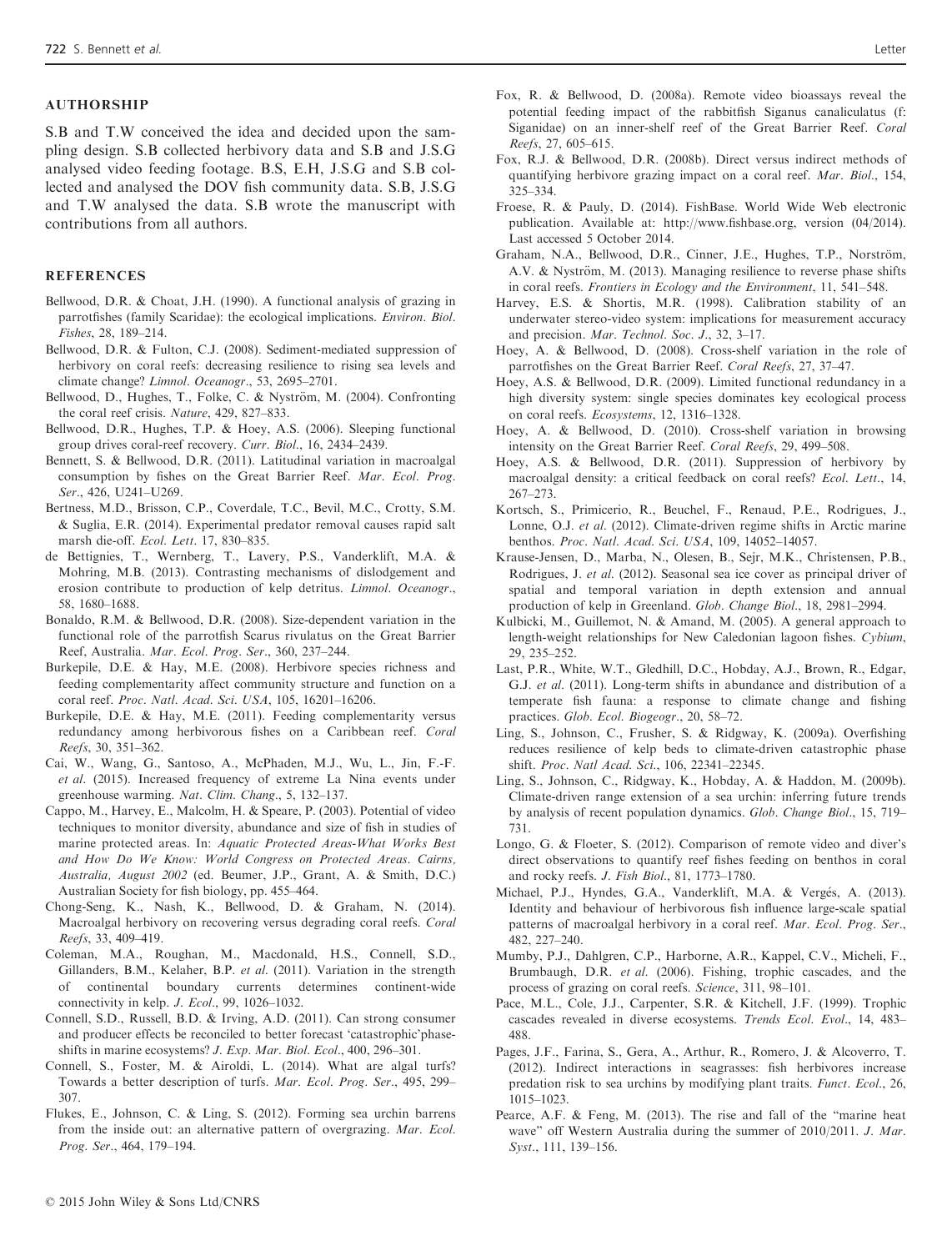## AUTHORSHIP

S.B and T.W conceived the idea and decided upon the sampling design. S.B collected herbivory data and S.B and J.S.G analysed video feeding footage. B.S, E.H, J.S.G and S.B collected and analysed the DOV fish community data. S.B, J.S.G and T.W analysed the data. S.B wrote the manuscript with contributions from all authors.

## REFERENCES

Bellwood, D.R. & Choat, J.H. (1990). A functional analysis of grazing in parrotfishes (family Scaridae): the ecological implications. *Environ. Biol. Fishes*, 28, 189–214.

Bellwood, D.R. & Fulton, C.J. (2008). Sediment-mediated suppression of herbivory on coral reefs: decreasing resilience to rising sea levels and climate change? *Limnol. Oceanogr.*, 53, 2695–2701.

Bellwood, D., Hughes, T., Folke, C. & Nyström, M. (2004). Confronting the coral reef crisis. *Nature*, 429, 827–833.

Bellwood, D.R., Hughes, T.P. & Hoey, A.S. (2006). Sleeping functional group drives coral-reef recovery. *Curr. Biol.*, 16, 2434–2439.

Bennett, S. & Bellwood, D.R. (2011). Latitudinal variation in macroalgal consumption by fishes on the Great Barrier Reef. *Mar. Ecol. Prog. Ser.*, 426, U241–U269.

Bertness, M.D., Brisson, C.P., Coverdale, T.C., Bevil, M.C., Crotty, S.M. & Suglia, E.R. (2014). Experimental predator removal causes rapid salt marsh die-off. *Ecol. Lett*. 17, 830–835.

de Bettignies, T., Wernberg, T., Lavery, P.S., Vanderklift, M.A. & Mohring, M.B. (2013). Contrasting mechanisms of dislodgement and erosion contribute to production of kelp detritus. *Limnol. Oceanogr.*, 58, 1680–1688.

Bonaldo, R.M. & Bellwood, D.R. (2008). Size-dependent variation in the functional role of the parrotfish Scarus rivulatus on the Great Barrier Reef, Australia. *Mar. Ecol. Prog. Ser.*, 360, 237–244.

Burkepile, D.E. & Hay, M.E. (2008). Herbivore species richness and feeding complementarity affect community structure and function on a coral reef. *Proc. Natl. Acad. Sci. USA*, 105, 16201–16206.

Burkepile, D.E. & Hay, M.E. (2011). Feeding complementarity versus redundancy among herbivorous fishes on a Caribbean reef. *Coral Reefs*, 30, 351–362.

Cai, W., Wang, G., Santoso, A., McPhaden, M.J., Wu, L., Jin, F.-F. *et al.* (2015). Increased frequency of extreme La Nina events under greenhouse warming. *Nat. Clim. Chang*., 5, 132–137.

Cappo, M., Harvey, E., Malcolm, H. & Speare, P. (2003). Potential of video techniques to monitor diversity, abundance and size of fish in studies of marine protected areas. In: *Aquatic Protected Areas-What Works Best and How Do We Know: World Congress on Protected Areas. Cairns, Australia, August 2002* (ed. Beumer, J.P., Grant, A. & Smith, D.C.) Australian Society for fish biology, pp. 455–464.

Chong-Seng, K., Nash, K., Bellwood, D. & Graham, N. (2014). Macroalgal herbivory on recovering versus degrading coral reefs. *Coral Reefs*, 33, 409–419.

Coleman, M.A., Roughan, M., Macdonald, H.S., Connell, S.D., Gillanders, B.M., Kelaher, B.P. *et al.* (2011). Variation in the strength of continental boundary currents determines continent-wide connectivity in kelp. *J. Ecol*., 99, 1026–1032.

Connell, S.D., Russell, B.D. & Irving, A.D. (2011). Can strong consumer and producer effects be reconciled to better forecast 'catastrophic'phase-shifts in marine ecosystems? *J. Exp. Mar. Biol. Ecol*., 400, 296–301.

Connell, S., Foster, M. & Airoldi, L. (2014). What are algal turfs? Towards a better description of turfs. *Mar. Ecol. Prog. Ser*., 495, 299–307.

Flukes, E., Johnson, C. & Ling, S. (2012). Forming sea urchin barrens from the inside out: an alternative pattern of overgrazing. *Mar. Ecol. Prog. Ser*., 464, 179–194.

Fox, R. & Bellwood, D. (2008a). Remote video bioassays reveal the potential feeding impact of the rabbitfish Siganus canaliculatus (f: Siganidae) on an inner-shelf reef of the Great Barrier Reef. *Coral Reefs*, 27, 605–615.

Fox, R.J. & Bellwood, D.R. (2008b). Direct versus indirect methods of quantifying herbivore grazing impact on a coral reef. *Mar. Biol*., 154, 325–334.

Froese, R. & Pauly, D. (2014). FishBase. World Wide Web electronic publication. Available at: http://www.fishbase.org, version (04/2014). Last accessed 5 October 2014.

Graham, N.A., Bellwood, D.R., Cinner, J.E., Hughes, T.P., Norström, A.V. & Nyström, M. (2013). Managing resilience to reverse phase shifts in coral reefs. *Frontiers in Ecology and the Environment*, 11, 541–548.

Harvey, E.S. & Shortis, M.R. (1998). Calibration stability of an underwater stereo-video system: implications for measurement accuracy and precision. *Mar. Technol. Soc. J*., 32, 3–17.

Hoey, A. & Bellwood, D. (2008). Cross-shelf variation in the role of parrotfishes on the Great Barrier Reef. *Coral Reefs*, 27, 37–47.

Hoey, A.S. & Bellwood, D.R. (2009). Limited functional redundancy in a high diversity system: single species dominates key ecological process on coral reefs. *Ecosystems*, 12, 1316–1328.

Hoey, A. & Bellwood, D. (2010). Cross-shelf variation in browsing intensity on the Great Barrier Reef. *Coral Reefs*, 29, 499–508.

Hoey, A.S. & Bellwood, D.R. (2011). Suppression of herbivory by macroalgal density: a critical feedback on coral reefs? *Ecol. Lett*., 14, 267–273.

Kortsch, S., Primicerio, R., Beuchel, F., Renaud, P.E., Rodrigues, J., Lonne, O.J. *et al*. (2012). Climate-driven regime shifts in Arctic marine benthos. *Proc. Natl. Acad. Sci. USA*, 109, 14052–14057.

Krause-Jensen, D., Marba, N., Olesen, B., Sejr, M.K., Christensen, P.B., Rodrigues, J. *et al*. (2012). Seasonal sea ice cover as principal driver of spatial and temporal variation in depth extension and annual production of kelp in Greenland. *Glob. Change Biol*., 18, 2981–2994.

Kulbicki, M., Guillemot, N. & Amand, M. (2005). A general approach to length-weight relationships for New Caledonian lagoon fishes. *Cybium*, 29, 235–252.

Last, P.R., White, W.T., Gledhill, D.C., Hobday, A.J., Brown, R., Edgar, G.J. *et al*. (2011). Long-term shifts in abundance and distribution of a temperate fish fauna: a response to climate change and fishing practices. *Glob. Ecol. Biogeogr*., 20, 58–72.

Ling, S., Johnson, C., Frusher, S. & Ridgway, K. (2009a). Overfishing reduces resilience of kelp beds to climate-driven catastrophic phase shift. *Proc. Natl Acad. Sci*., 106, 22341–22345.

Ling, S., Johnson, C., Ridgway, K., Hobday, A. & Haddon, M. (2009b). Climate-driven range extension of a sea urchin: inferring future trends by analysis of recent population dynamics. *Glob. Change Biol*., 15, 719–731.

Longo, G. & Floeter, S. (2012). Comparison of remote video and diver's direct observations to quantify reef fishes feeding on benthos in coral and rocky reefs. *J. Fish Biol*., 81, 1773–1780.

Michael, P.J., Hyndes, G.A., Vanderklift, M.A. & Vergés, A. (2013). Identity and behaviour of herbivorous fish influence large-scale spatial patterns of macroalgal herbivory in a coral reef. *Mar. Ecol. Prog. Ser*., 482, 227–240.

Mumby, P.J., Dahlgren, C.P., Harborne, A.R., Kappel, C.V., Micheli, F., Brumbaugh, D.R. *et al*. (2006). Fishing, trophic cascades, and the process of grazing on coral reefs. *Science*, 311, 98–101.

Pace, M.L., Cole, J.J., Carpenter, S.R. & Kitchell, J.F. (1999). Trophic cascades revealed in diverse ecosystems. *Trends Ecol. Evol*., 14, 483–488.

Pages, J.F., Farina, S., Gera, A., Arthur, R., Romero, J. & Alcoverro, T. (2012). Indirect interactions in seagrasses: fish herbivores increase predation risk to sea urchins by modifying plant traits. *Funct. Ecol*., 26, 1015–1023.

Pearce, A.F. & Feng, M. (2013). The rise and fall of the "marine heat wave" off Western Australia during the summer of 2010/2011. *J. Mar. Syst*., 111, 139–156.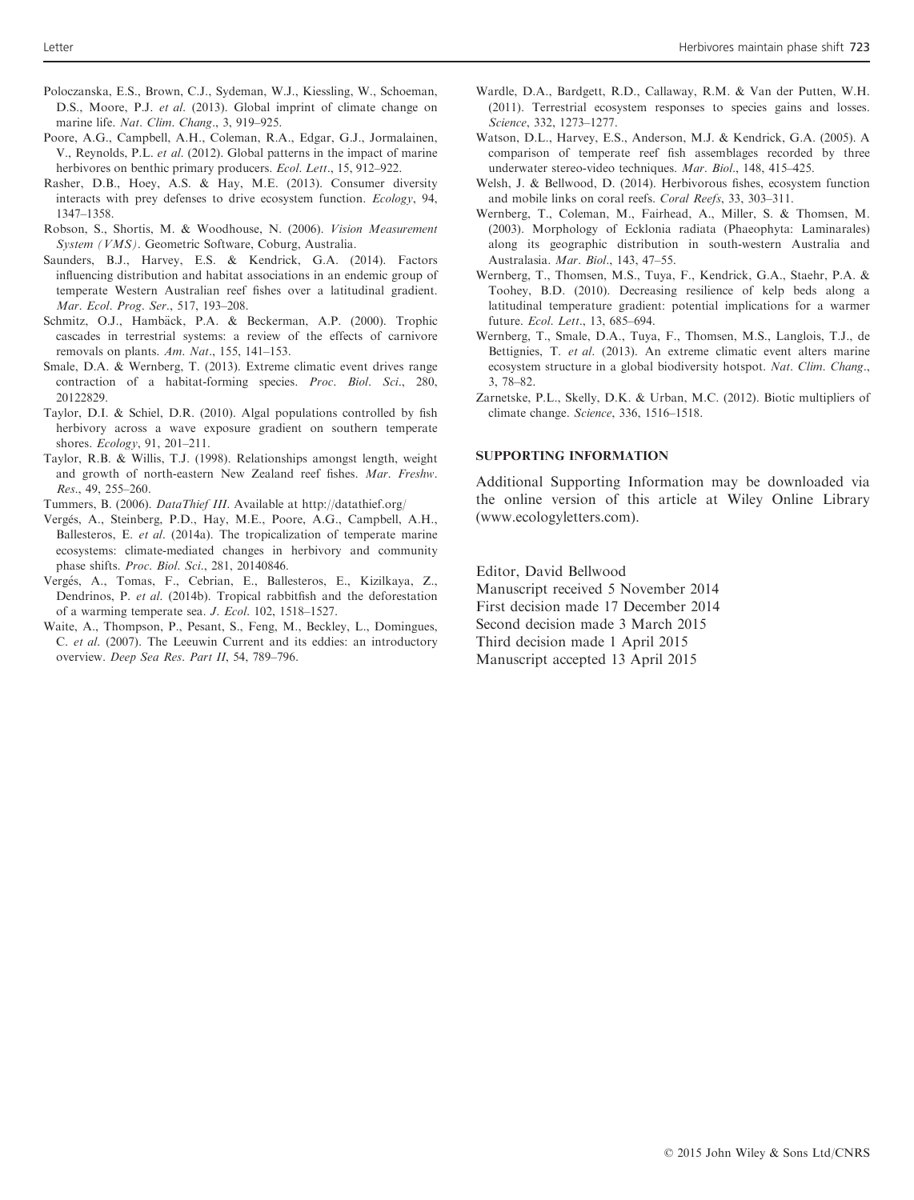Poloczanska, E.S., Brown, C.J., Sydeman, W.J., Kiessling, W., Schoeman, D.S., Moore, P.J. *et al*. (2013). Global imprint of climate change on marine life. *Nat. Clim. Chang*., 3, 919–925.

Poore, A.G., Campbell, A.H., Coleman, R.A., Edgar, G.J., Jormalainen, V., Reynolds, P.L. *et al*. (2012). Global patterns in the impact of marine herbivores on benthic primary producers. *Ecol. Lett*., 15, 912–922.

Rasher, D.B., Hoey, A.S. & Hay, M.E. (2013). Consumer diversity interacts with prey defenses to drive ecosystem function. *Ecology*, 94, 1347–1358.

Robson, S., Shortis, M. & Woodhouse, N. (2006). *Vision Measurement System (VMS)*. Geometric Software, Coburg, Australia.

Saunders, B.J., Harvey, E.S. & Kendrick, G.A. (2014). Factors influencing distribution and habitat associations in an endemic group of temperate Western Australian reef fishes over a latitudinal gradient. *Mar. Ecol. Prog. Ser*., 517, 193–208.

Schmitz, O.J., Hambäck, P.A. & Beckerman, A.P. (2000). Trophic cascades in terrestrial systems: a review of the effects of carnivore removals on plants. *Am. Nat*., 155, 141–153.

Smale, D.A. & Wernberg, T. (2013). Extreme climatic event drives range contraction of a habitat-forming species. *Proc. Biol. Sci*., 280, 20122829.

Taylor, D.I. & Schiel, D.R. (2010). Algal populations controlled by fish herbivory across a wave exposure gradient on southern temperate shores. *Ecology*, 91, 201–211.

Taylor, R.B. & Willis, T.J. (1998). Relationships amongst length, weight and growth of north-eastern New Zealand reef fishes. *Mar. Freshw. Res*., 49, 255–260.

Tummers, B. (2006). *DataThief III*. Available at http://datathief.org/

Vergés, A., Steinberg, P.D., Hay, M.E., Poore, A.G., Campbell, A.H., Ballesteros, E. *et al*. (2014a). The tropicalization of temperate marine ecosystems: climate-mediated changes in herbivory and community phase shifts. *Proc. Biol. Sci*., 281, 20140846.

Vergés, A., Tomas, F., Cebrian, E., Ballesteros, E., Kizilkaya, Z., Dendrinos, P. *et al*. (2014b). Tropical rabbitfish and the deforestation of a warming temperate sea. *J. Ecol*. 102, 1518–1527.

Waite, A., Thompson, P., Pesant, S., Feng, M., Beckley, L., Domingues, C. *et al*. (2007). The Leeuwin Current and its eddies: an introductory overview. *Deep Sea Res. Part II*, 54, 789–796.

Wardle, D.A., Bardgett, R.D., Callaway, R.M. & Van der Putten, W.H. (2011). Terrestrial ecosystem responses to species gains and losses. *Science*, 332, 1273–1277.

Watson, D.L., Harvey, E.S., Anderson, M.J. & Kendrick, G.A. (2005). A comparison of temperate reef fish assemblages recorded by three underwater stereo-video techniques. *Mar. Biol*., 148, 415–425.

Welsh, J. & Bellwood, D. (2014). Herbivorous fishes, ecosystem function and mobile links on coral reefs. *Coral Reefs*, 33, 303–311.

Wernberg, T., Coleman, M., Fairhead, A., Miller, S. & Thomsen, M. (2003). Morphology of Ecklonia radiata (Phaeophyta: Laminarales) along its geographic distribution in south-western Australia and Australasia. *Mar. Biol*., 143, 47–55.

Wernberg, T., Thomsen, M.S., Tuya, F., Kendrick, G.A., Staehr, P.A. & Toohey, B.D. (2010). Decreasing resilience of kelp beds along a latitudinal temperature gradient: potential implications for a warmer future. *Ecol. Lett*., 13, 685–694.

Wernberg, T., Smale, D.A., Tuya, F., Thomsen, M.S., Langlois, T.J., de Bettignies, T. *et al*. (2013). An extreme climatic event alters marine ecosystem structure in a global biodiversity hotspot. *Nat. Clim. Chang*., 3, 78–82.

Zarnetske, P.L., Skelly, D.K. & Urban, M.C. (2012). Biotic multipliers of climate change. *Science*, 336, 1516–1518.

## SUPPORTING INFORMATION

Additional Supporting Information may be downloaded via the online version of this article at Wiley Online Library (www.ecologyletters.com).

Editor, David Bellwood
Manuscript received 5 November 2014
First decision made 17 December 2014
Second decision made 3 March 2015
Third decision made 1 April 2015
Manuscript accepted 13 April 2015